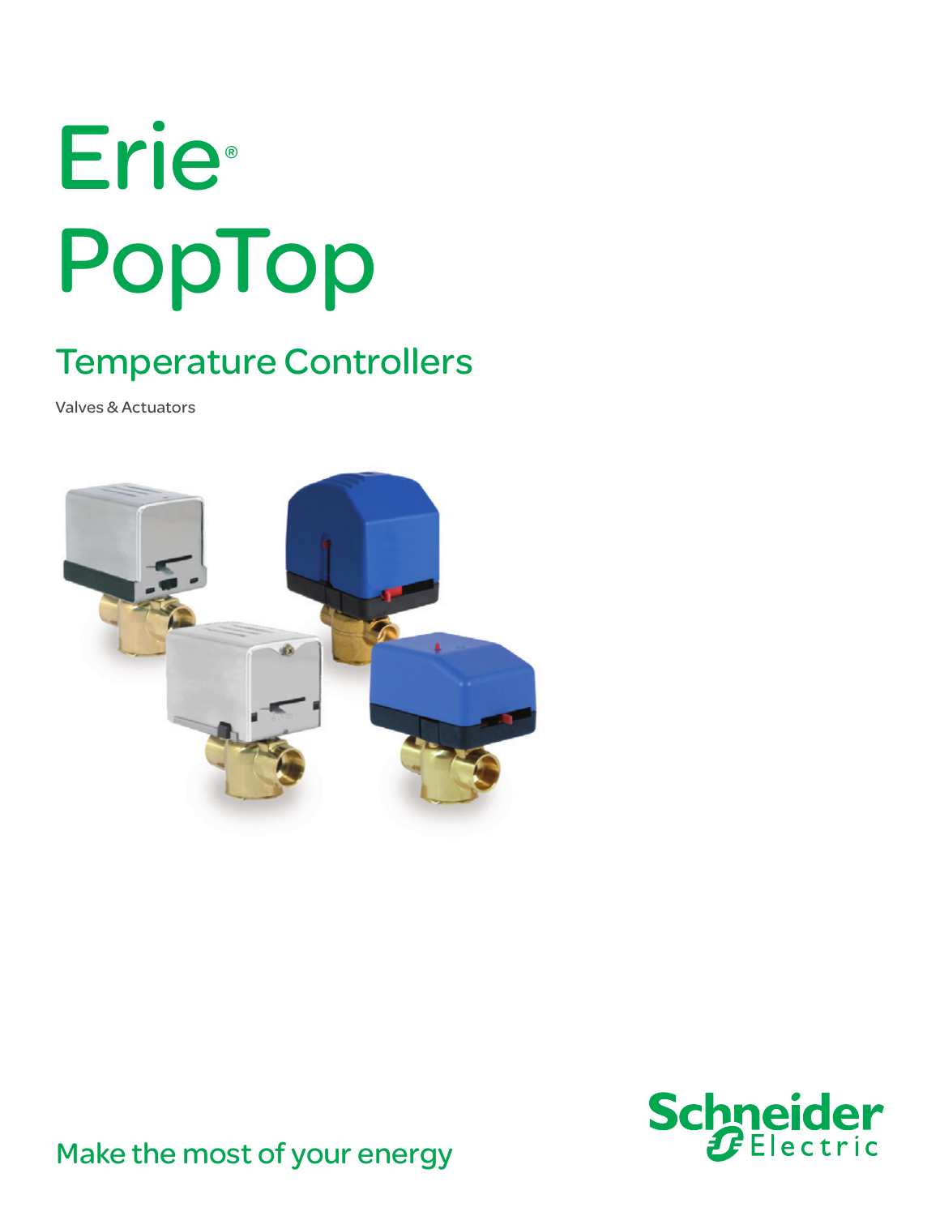# Erie®
# PopTop

## Temperature Controllers

Valves & Actuators

Schneider Electric

Make the most of your energy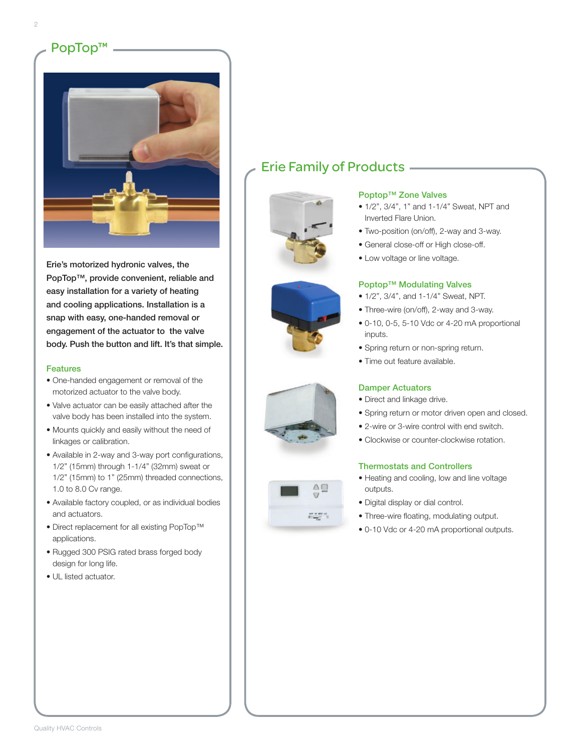## PopTop™

**Erie's motorized hydronic valves, the PopTop™, provide convenient, reliable and easy installation for a variety of heating and cooling applications. Installation is a snap with easy, one-handed removal or engagement of the actuator to the valve body. Push the button and lift. It's that simple.**

### Features

- One-handed engagement or removal of the motorized actuator to the valve body.
- Valve actuator can be easily attached after the valve body has been installed into the system.
- Mounts quickly and easily without the need of linkages or calibration.
- Available in 2-way and 3-way port configurations, 1/2" (15mm) through 1-1/4" (32mm) sweat or 1/2" (15mm) to 1" (25mm) threaded connections, 1.0 to 8.0 Cv range.
- Available factory coupled, or as individual bodies and actuators.
- Direct replacement for all existing PopTop™ applications.
- Rugged 300 PSIG rated brass forged body design for long life.
- UL listed actuator.

## Erie Family of Products

### Poptop™ Zone Valves

- 1/2", 3/4", 1" and 1-1/4" Sweat, NPT and Inverted Flare Union.
- Two-position (on/off), 2-way and 3-way.
- General close-off or High close-off.
- Low voltage or line voltage.

### Poptop™ Modulating Valves

- 1/2", 3/4", and 1-1/4" Sweat, NPT.
- Three-wire (on/off), 2-way and 3-way.
- 0-10, 0-5, 5-10 Vdc or 4-20 mA proportional inputs.
- Spring return or non-spring return.
- Time out feature available.

### Damper Actuators

- Direct and linkage drive.
- Spring return or motor driven open and closed.
- 2-wire or 3-wire control with end switch.
- Clockwise or counter-clockwise rotation.

### Thermostats and Controllers

- Heating and cooling, low and line voltage outputs.
- Digital display or dial control.
- Three-wire floating, modulating output.
- 0-10 Vdc or 4-20 mA proportional outputs.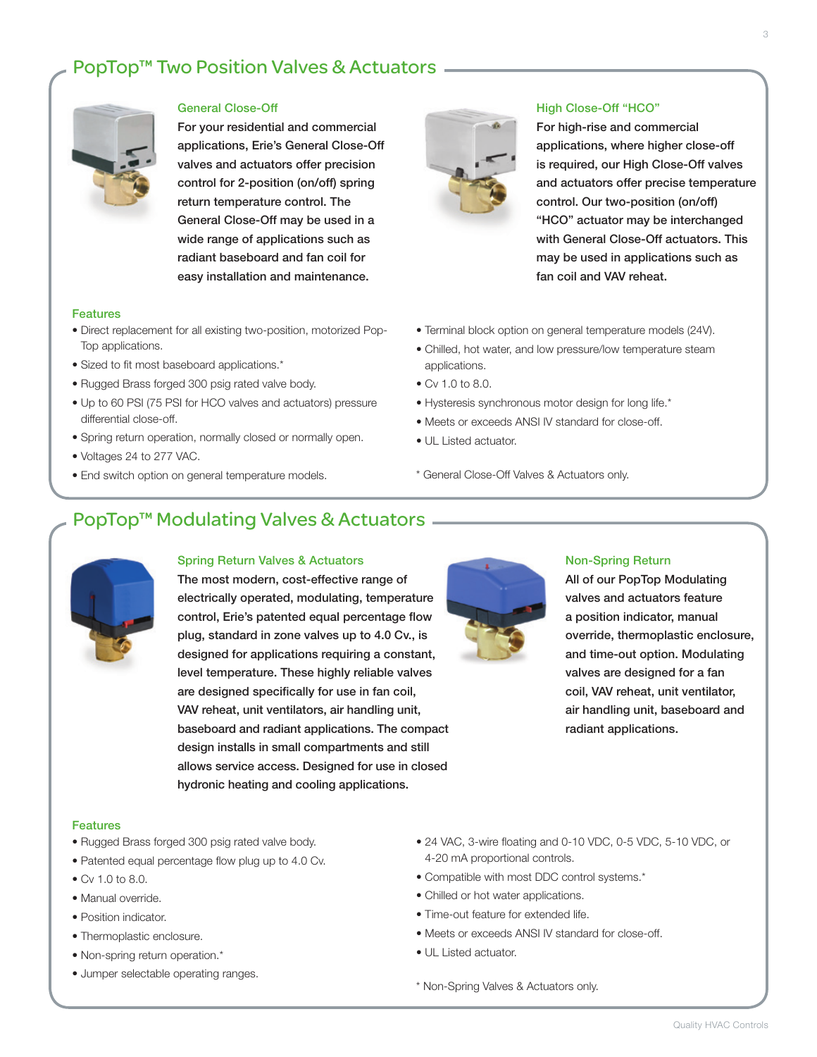## PopTop™ Two Position Valves & Actuators

### General Close-Off

For your residential and commercial applications, Erie's General Close-Off valves and actuators offer precision control for 2-position (on/off) spring return temperature control. The General Close-Off may be used in a wide range of applications such as radiant baseboard and fan coil for easy installation and maintenance.

### High Close-Off "HCO"

For high-rise and commercial applications, where higher close-off is required, our High Close-Off valves and actuators offer precise temperature control. Our two-position (on/off) "HCO" actuator may be interchanged with General Close-Off actuators. This may be used in applications such as fan coil and VAV reheat.

### Features

- Direct replacement for all existing two-position, motorized Pop-Top applications.
- Sized to fit most baseboard applications.*
- Rugged Brass forged 300 psig rated valve body.
- Up to 60 PSI (75 PSI for HCO valves and actuators) pressure differential close-off.
- Spring return operation, normally closed or normally open.
- Voltages 24 to 277 VAC.
- End switch option on general temperature models.
- Terminal block option on general temperature models (24V).
- Chilled, hot water, and low pressure/low temperature steam applications.
- Cv 1.0 to 8.0.
- Hysteresis synchronous motor design for long life.*
- Meets or exceeds ANSI IV standard for close-off.
- UL Listed actuator.

* General Close-Off Valves & Actuators only.

## PopTop™ Modulating Valves & Actuators

### Spring Return Valves & Actuators

The most modern, cost-effective range of electrically operated, modulating, temperature control, Erie's patented equal percentage flow plug, standard in zone valves up to 4.0 Cv., is designed for applications requiring a constant, level temperature. These highly reliable valves are designed specifically for use in fan coil, VAV reheat, unit ventilators, air handling unit, baseboard and radiant applications. The compact design installs in small compartments and still allows service access. Designed for use in closed hydronic heating and cooling applications.

### Non-Spring Return

All of our PopTop Modulating valves and actuators feature a position indicator, manual override, thermoplastic enclosure, and time-out option. Modulating valves are designed for a fan coil, VAV reheat, unit ventilator, air handling unit, baseboard and radiant applications.

### Features

- Rugged Brass forged 300 psig rated valve body.
- Patented equal percentage flow plug up to 4.0 Cv.
- Cv 1.0 to 8.0.
- Manual override.
- Position indicator.
- Thermoplastic enclosure.
- Non-spring return operation.*
- Jumper selectable operating ranges.
- 24 VAC, 3-wire floating and 0-10 VDC, 0-5 VDC, 5-10 VDC, or 4-20 mA proportional controls.
- Compatible with most DDC control systems.*
- Chilled or hot water applications.
- Time-out feature for extended life.
- Meets or exceeds ANSI IV standard for close-off.
- UL Listed actuator.

* Non-Spring Valves & Actuators only.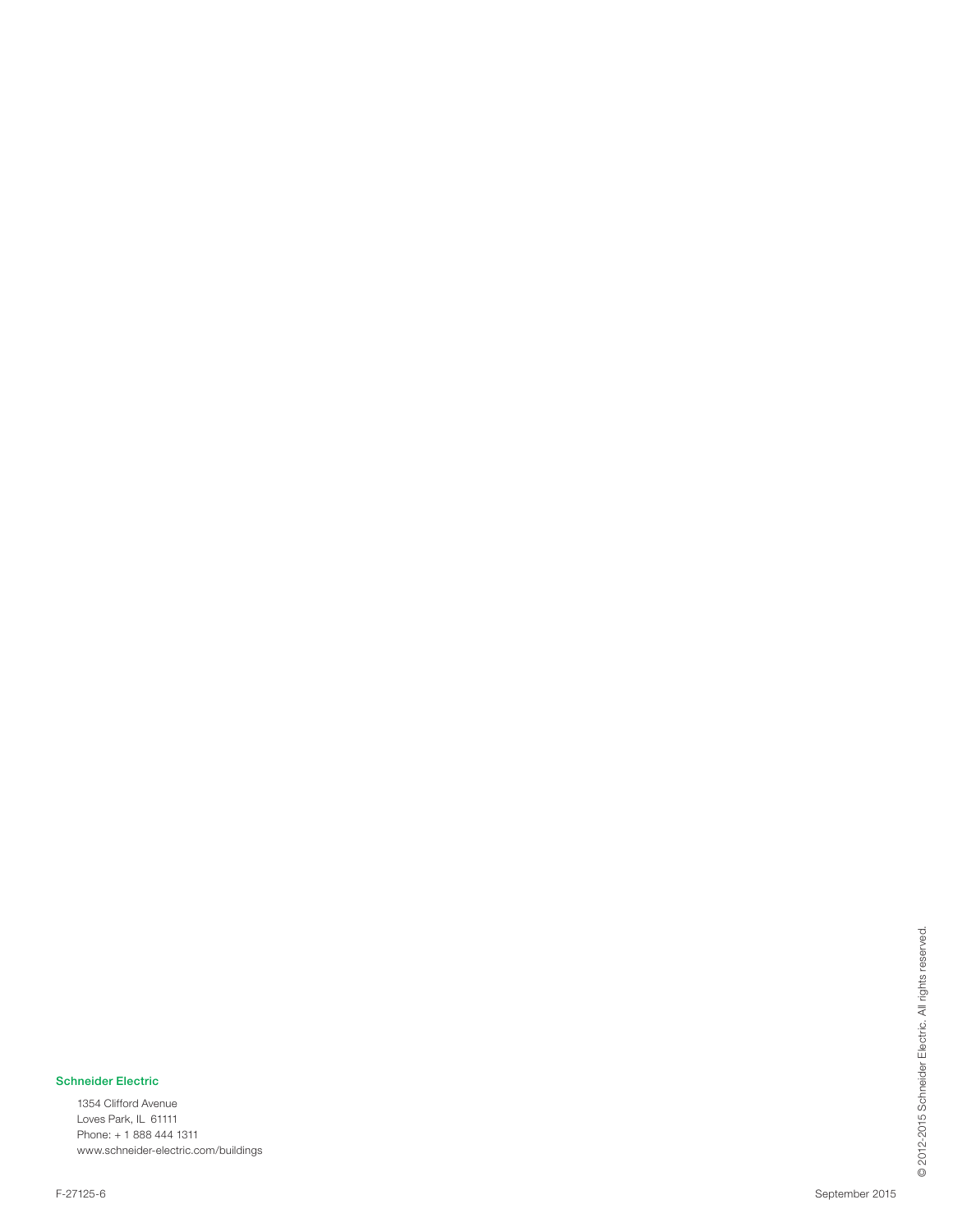**Schneider Electric**

1354 Clifford Avenue
Loves Park, IL 61111
Phone: + 1 888 444 1311
www.schneider-electric.com/buildings

© 2012-2015 Schneider Electric. All rights reserved.

F-27125-6

September 2015